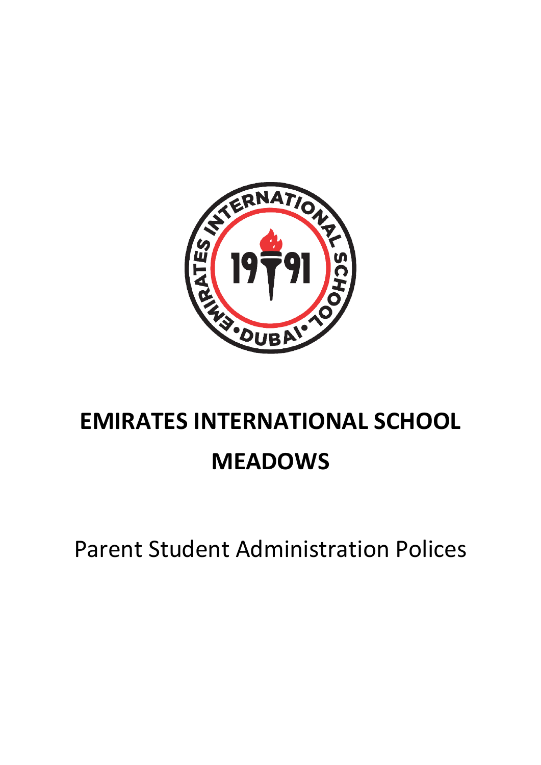# EMIRATES INTERNATIONAL SCHOOL MEADOWS

Parent Student Administration Polices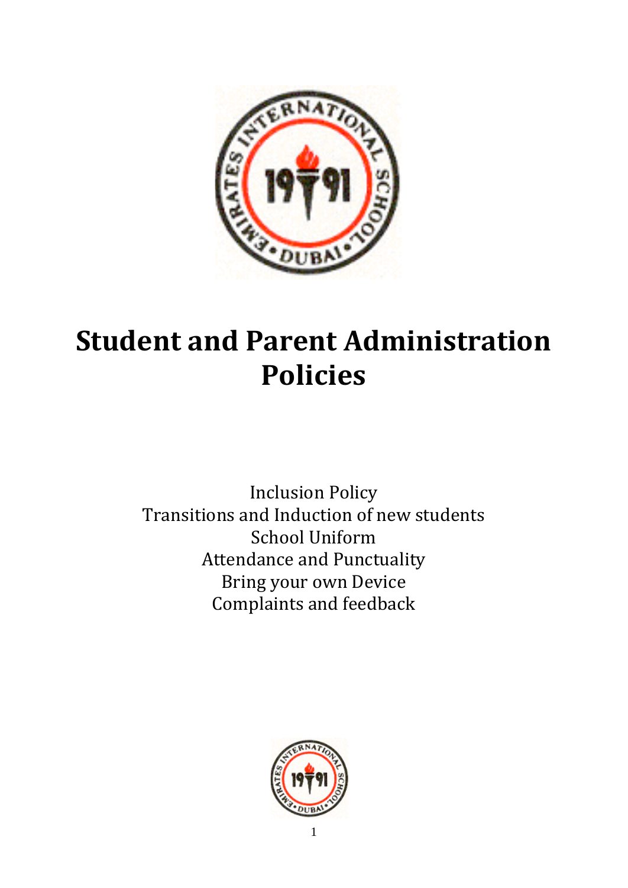# Student and Parent Administration Policies

Inclusion Policy
Transitions and Induction of new students
School Uniform
Attendance and Punctuality
Bring your own Device
Complaints and feedback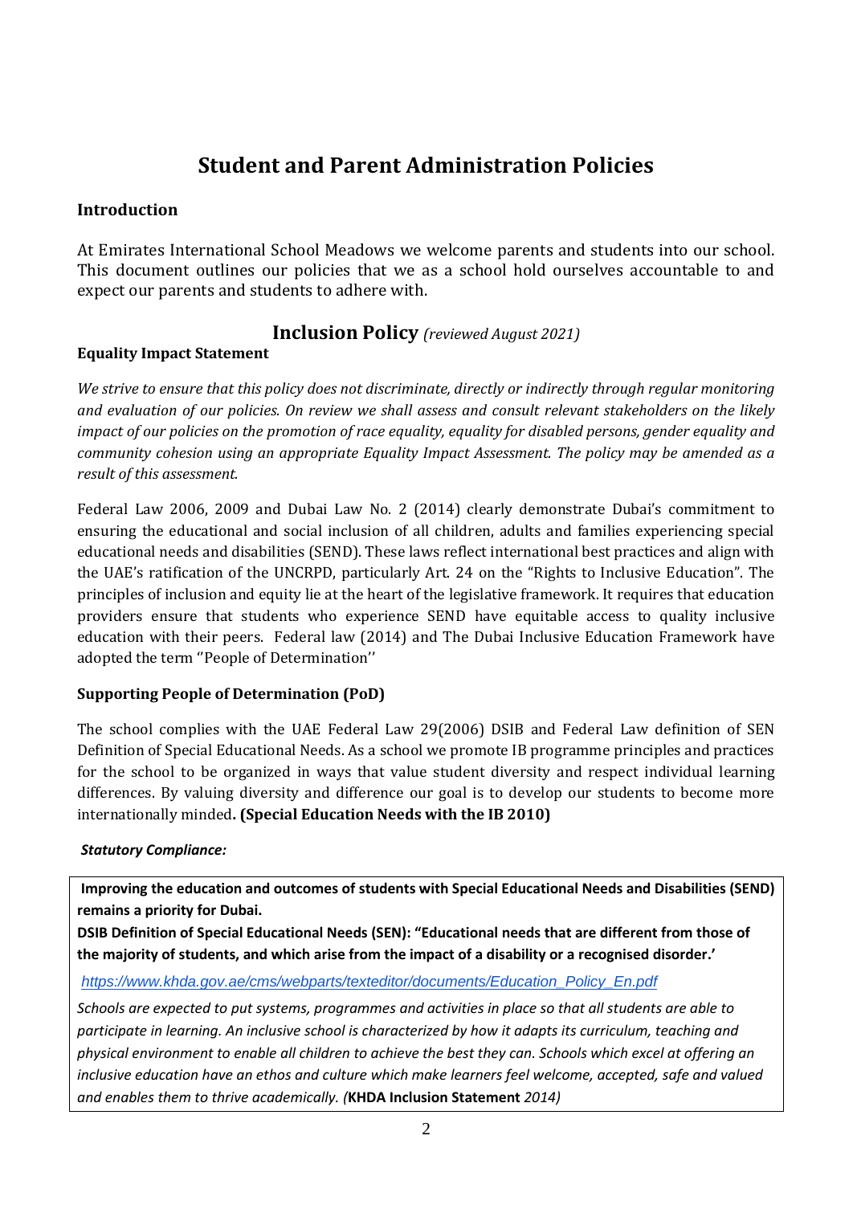# Student and Parent Administration Policies

## Introduction

At Emirates International School Meadows we welcome parents and students into our school. This document outlines our policies that we as a school hold ourselves accountable to and expect our parents and students to adhere with.

## Inclusion Policy *(reviewed August 2021)*

### Equality Impact Statement

*We strive to ensure that this policy does not discriminate, directly or indirectly through regular monitoring and evaluation of our policies. On review we shall assess and consult relevant stakeholders on the likely impact of our policies on the promotion of race equality, equality for disabled persons, gender equality and community cohesion using an appropriate Equality Impact Assessment. The policy may be amended as a result of this assessment.*

Federal Law 2006, 2009 and Dubai Law No. 2 (2014) clearly demonstrate Dubai's commitment to ensuring the educational and social inclusion of all children, adults and families experiencing special educational needs and disabilities (SEND). These laws reflect international best practices and align with the UAE's ratification of the UNCRPD, particularly Art. 24 on the "Rights to Inclusive Education". The principles of inclusion and equity lie at the heart of the legislative framework. It requires that education providers ensure that students who experience SEND have equitable access to quality inclusive education with their peers. Federal law (2014) and The Dubai Inclusive Education Framework have adopted the term ''People of Determination''

### Supporting People of Determination (PoD)

The school complies with the UAE Federal Law 29(2006) DSIB and Federal Law definition of SEN Definition of Special Educational Needs. As a school we promote IB programme principles and practices for the school to be organized in ways that value student diversity and respect individual learning differences. By valuing diversity and difference our goal is to develop our students to become more internationally minded**. (Special Education Needs with the IB 2010)**

***Statutory Compliance:***

**Improving the education and outcomes of students with Special Educational Needs and Disabilities (SEND) remains a priority for Dubai.**

**DSIB Definition of Special Educational Needs (SEN): "Educational needs that are different from those of the majority of students, and which arise from the impact of a disability or a recognised disorder.'**

*https://www.khda.gov.ae/cms/webparts/texteditor/documents/Education_Policy_En.pdf*

*Schools are expected to put systems, programmes and activities in place so that all students are able to participate in learning. An inclusive school is characterized by how it adapts its curriculum, teaching and physical environment to enable all children to achieve the best they can. Schools which excel at offering an inclusive education have an ethos and culture which make learners feel welcome, accepted, safe and valued and enables them to thrive academically. (***KHDA Inclusion Statement** *2014)*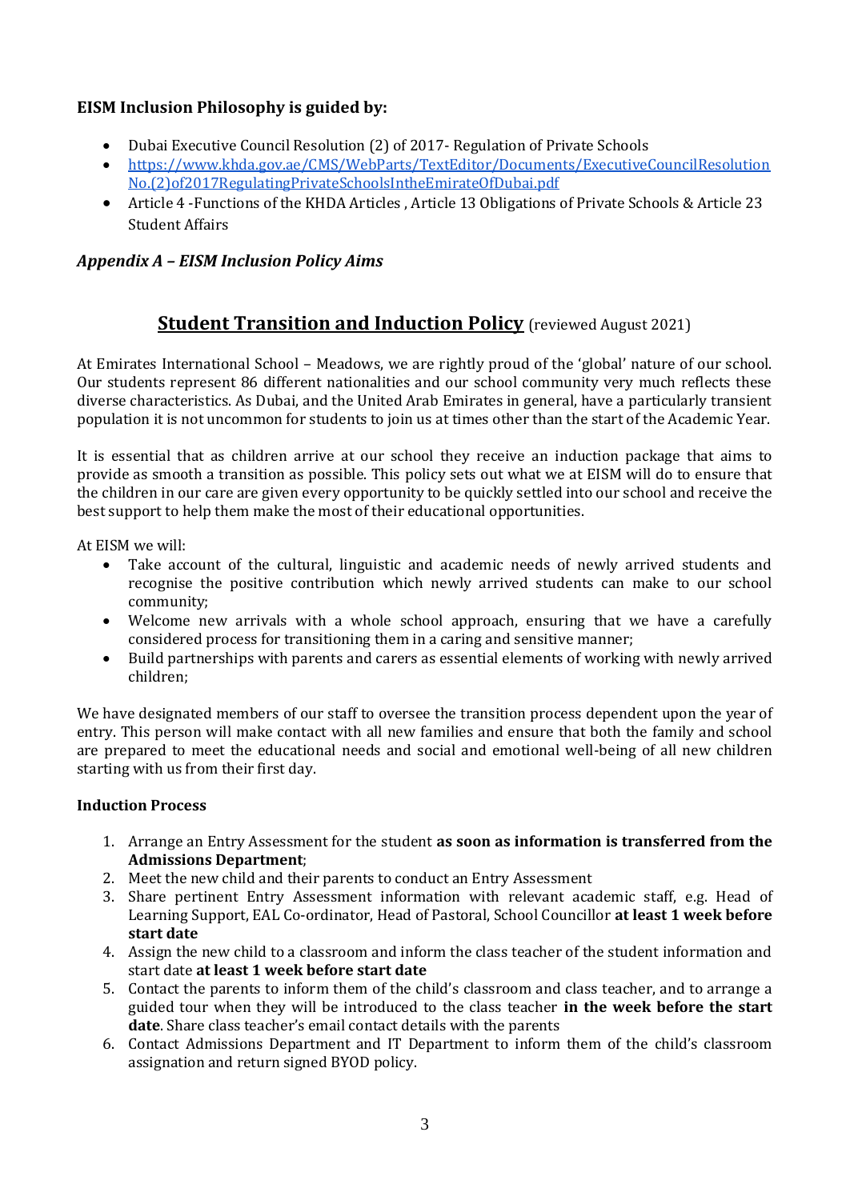### **EISM Inclusion Philosophy is guided by:**

- Dubai Executive Council Resolution (2) of 2017- Regulation of Private Schools
- [https://www.khda.gov.ae/CMS/WebParts/TextEditor/Documents/ExecutiveCouncilResolutionNo.(2)of2017RegulatingPrivateSchoolsIntheEmirateOfDubai.pdf](https://www.khda.gov.ae/CMS/WebParts/TextEditor/Documents/ExecutiveCouncilResolutionNo.(2)of2017RegulatingPrivateSchoolsIntheEmirateOfDubai.pdf)
- Article 4 -Functions of the KHDA Articles , Article 13 Obligations of Private Schools & Article 23 Student Affairs

### ***Appendix A – EISM Inclusion Policy Aims***

## **Student Transition and Induction Policy** (reviewed August 2021)

At Emirates International School – Meadows, we are rightly proud of the 'global' nature of our school. Our students represent 86 different nationalities and our school community very much reflects these diverse characteristics. As Dubai, and the United Arab Emirates in general, have a particularly transient population it is not uncommon for students to join us at times other than the start of the Academic Year.

It is essential that as children arrive at our school they receive an induction package that aims to provide as smooth a transition as possible. This policy sets out what we at EISM will do to ensure that the children in our care are given every opportunity to be quickly settled into our school and receive the best support to help them make the most of their educational opportunities.

At EISM we will:

- Take account of the cultural, linguistic and academic needs of newly arrived students and recognise the positive contribution which newly arrived students can make to our school community;
- Welcome new arrivals with a whole school approach, ensuring that we have a carefully considered process for transitioning them in a caring and sensitive manner;
- Build partnerships with parents and carers as essential elements of working with newly arrived children;

We have designated members of our staff to oversee the transition process dependent upon the year of entry. This person will make contact with all new families and ensure that both the family and school are prepared to meet the educational needs and social and emotional well-being of all new children starting with us from their first day.

**Induction Process**

1. Arrange an Entry Assessment for the student **as soon as information is transferred from the Admissions Department**;
2. Meet the new child and their parents to conduct an Entry Assessment
3. Share pertinent Entry Assessment information with relevant academic staff, e.g. Head of Learning Support, EAL Co-ordinator, Head of Pastoral, School Councillor **at least 1 week before start date**
4. Assign the new child to a classroom and inform the class teacher of the student information and start date **at least 1 week before start date**
5. Contact the parents to inform them of the child's classroom and class teacher, and to arrange a guided tour when they will be introduced to the class teacher **in the week before the start date**. Share class teacher's email contact details with the parents
6. Contact Admissions Department and IT Department to inform them of the child's classroom assignation and return signed BYOD policy.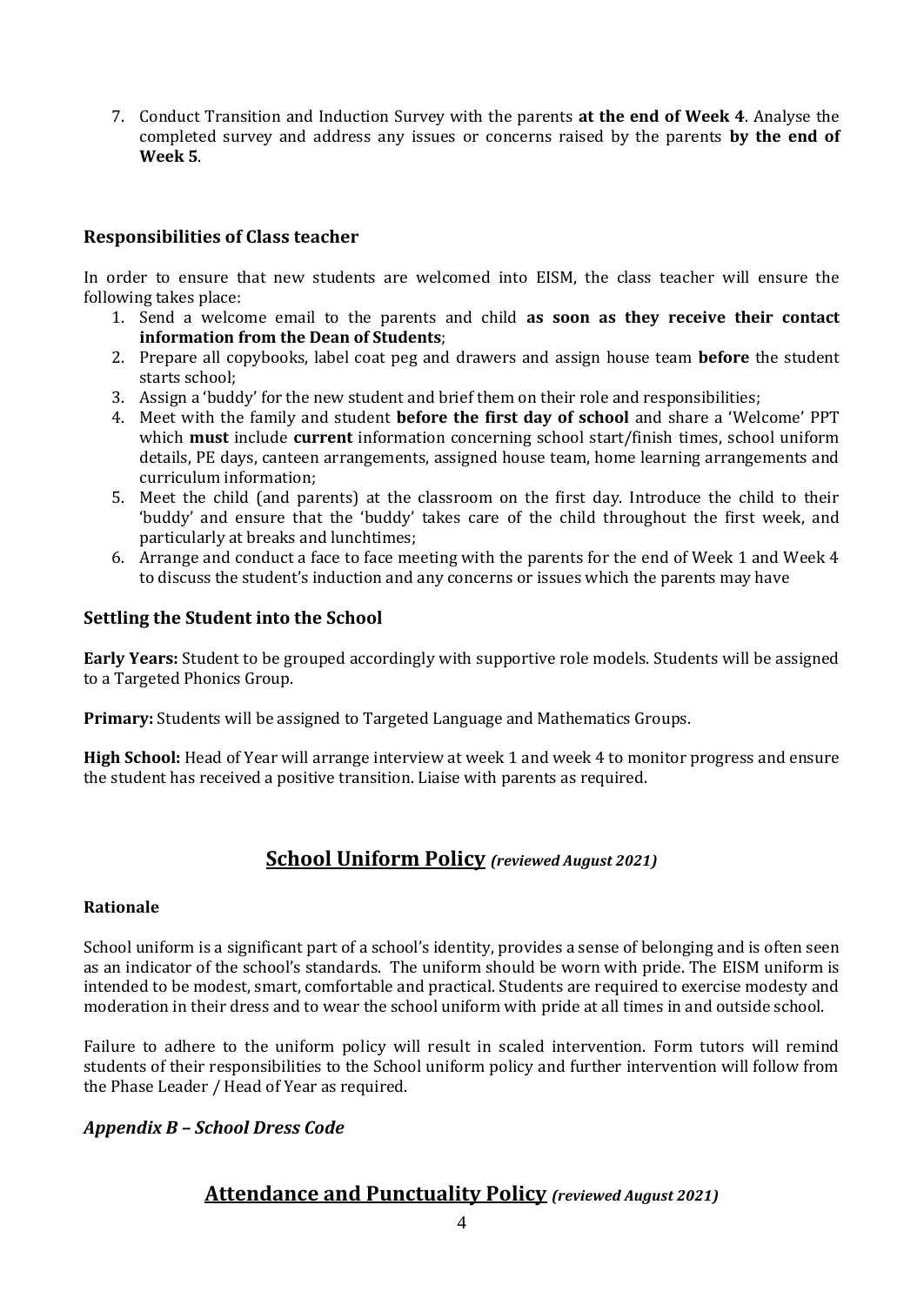7. Conduct Transition and Induction Survey with the parents **at the end of Week 4**. Analyse the completed survey and address any issues or concerns raised by the parents **by the end of Week 5**.

### Responsibilities of Class teacher

In order to ensure that new students are welcomed into EISM, the class teacher will ensure the following takes place:

1. Send a welcome email to the parents and child **as soon as they receive their contact information from the Dean of Students**;
2. Prepare all copybooks, label coat peg and drawers and assign house team **before** the student starts school;
3. Assign a 'buddy' for the new student and brief them on their role and responsibilities;
4. Meet with the family and student **before the first day of school** and share a 'Welcome' PPT which **must** include **current** information concerning school start/finish times, school uniform details, PE days, canteen arrangements, assigned house team, home learning arrangements and curriculum information;
5. Meet the child (and parents) at the classroom on the first day. Introduce the child to their 'buddy' and ensure that the 'buddy' takes care of the child throughout the first week, and particularly at breaks and lunchtimes;
6. Arrange and conduct a face to face meeting with the parents for the end of Week 1 and Week 4 to discuss the student's induction and any concerns or issues which the parents may have

### Settling the Student into the School

**Early Years:** Student to be grouped accordingly with supportive role models. Students will be assigned to a Targeted Phonics Group.

**Primary:** Students will be assigned to Targeted Language and Mathematics Groups.

**High School:** Head of Year will arrange interview at week 1 and week 4 to monitor progress and ensure the student has received a positive transition. Liaise with parents as required.

## School Uniform Policy *(reviewed August 2021)*

### Rationale

School uniform is a significant part of a school's identity, provides a sense of belonging and is often seen as an indicator of the school's standards. The uniform should be worn with pride. The EISM uniform is intended to be modest, smart, comfortable and practical. Students are required to exercise modesty and moderation in their dress and to wear the school uniform with pride at all times in and outside school.

Failure to adhere to the uniform policy will result in scaled intervention. Form tutors will remind students of their responsibilities to the School uniform policy and further intervention will follow from the Phase Leader / Head of Year as required.

### *Appendix B – School Dress Code*

## Attendance and Punctuality Policy *(reviewed August 2021)*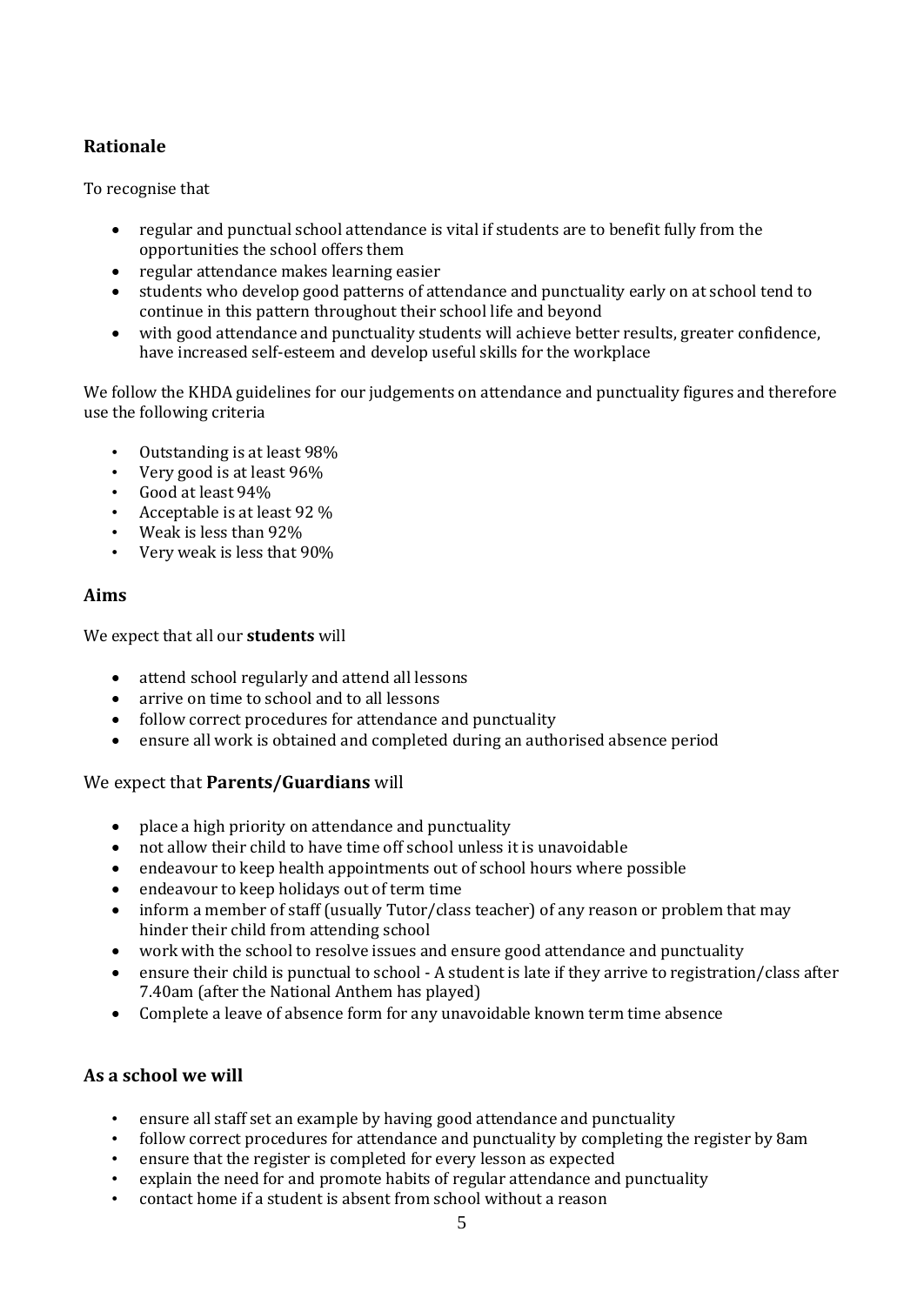## Rationale

To recognise that

- regular and punctual school attendance is vital if students are to benefit fully from the opportunities the school offers them
- regular attendance makes learning easier
- students who develop good patterns of attendance and punctuality early on at school tend to continue in this pattern throughout their school life and beyond
- with good attendance and punctuality students will achieve better results, greater confidence, have increased self-esteem and develop useful skills for the workplace

We follow the KHDA guidelines for our judgements on attendance and punctuality figures and therefore use the following criteria

- Outstanding is at least 98%
- Very good is at least 96%
- Good at least 94%
- Acceptable is at least 92 %
- Weak is less than 92%
- Very weak is less that 90%

## Aims

We expect that all our **students** will

- attend school regularly and attend all lessons
- arrive on time to school and to all lessons
- follow correct procedures for attendance and punctuality
- ensure all work is obtained and completed during an authorised absence period

We expect that **Parents/Guardians** will

- place a high priority on attendance and punctuality
- not allow their child to have time off school unless it is unavoidable
- endeavour to keep health appointments out of school hours where possible
- endeavour to keep holidays out of term time
- inform a member of staff (usually Tutor/class teacher) of any reason or problem that may hinder their child from attending school
- work with the school to resolve issues and ensure good attendance and punctuality
- ensure their child is punctual to school - A student is late if they arrive to registration/class after 7.40am (after the National Anthem has played)
- Complete a leave of absence form for any unavoidable known term time absence

## As a school we will

- ensure all staff set an example by having good attendance and punctuality
- follow correct procedures for attendance and punctuality by completing the register by 8am
- ensure that the register is completed for every lesson as expected
- explain the need for and promote habits of regular attendance and punctuality
- contact home if a student is absent from school without a reason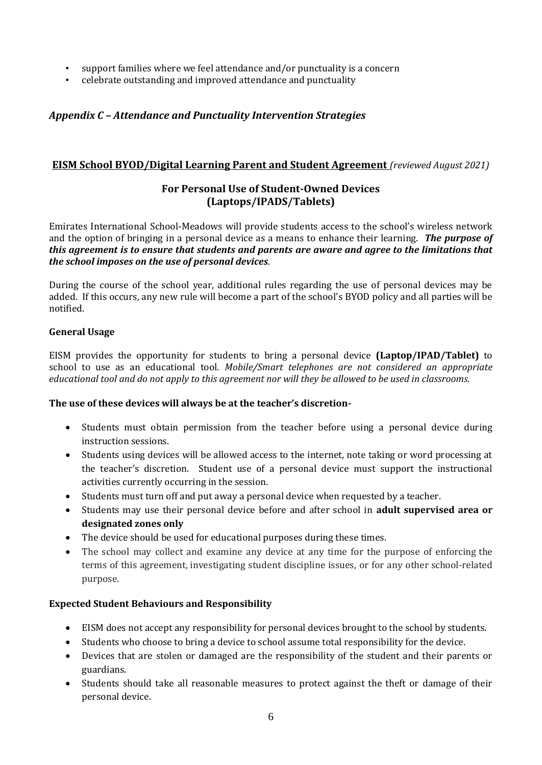- support families where we feel attendance and/or punctuality is a concern
- celebrate outstanding and improved attendance and punctuality

### *Appendix C – Attendance and Punctuality Intervention Strategies*

## **EISM School BYOD/Digital Learning Parent and Student Agreement** *(reviewed August 2021)*

### **For Personal Use of Student-Owned Devices (Laptops/IPADS/Tablets)**

Emirates International School-Meadows will provide students access to the school's wireless network and the option of bringing in a personal device as a means to enhance their learning. ***The purpose of this agreement is to ensure that students and parents are aware and agree to the limitations that the school imposes on the use of personal devices***.

During the course of the school year, additional rules regarding the use of personal devices may be added. If this occurs, any new rule will become a part of the school's BYOD policy and all parties will be notified.

**General Usage**

EISM provides the opportunity for students to bring a personal device **(Laptop/IPAD/Tablet)** to school to use as an educational tool. *Mobile/Smart telephones are not considered an appropriate educational tool and do not apply to this agreement nor will they be allowed to be used in classrooms.*

**The use of these devices will always be at the teacher's discretion-**

- Students must obtain permission from the teacher before using a personal device during instruction sessions.
- Students using devices will be allowed access to the internet, note taking or word processing at the teacher's discretion. Student use of a personal device must support the instructional activities currently occurring in the session.
- Students must turn off and put away a personal device when requested by a teacher.
- Students may use their personal device before and after school in **adult supervised area or designated zones only**
- The device should be used for educational purposes during these times.
- The school may collect and examine any device at any time for the purpose of enforcing the terms of this agreement, investigating student discipline issues, or for any other school-related purpose.

**Expected Student Behaviours and Responsibility**

- EISM does not accept any responsibility for personal devices brought to the school by students.
- Students who choose to bring a device to school assume total responsibility for the device.
- Devices that are stolen or damaged are the responsibility of the student and their parents or guardians.
- Students should take all reasonable measures to protect against the theft or damage of their personal device.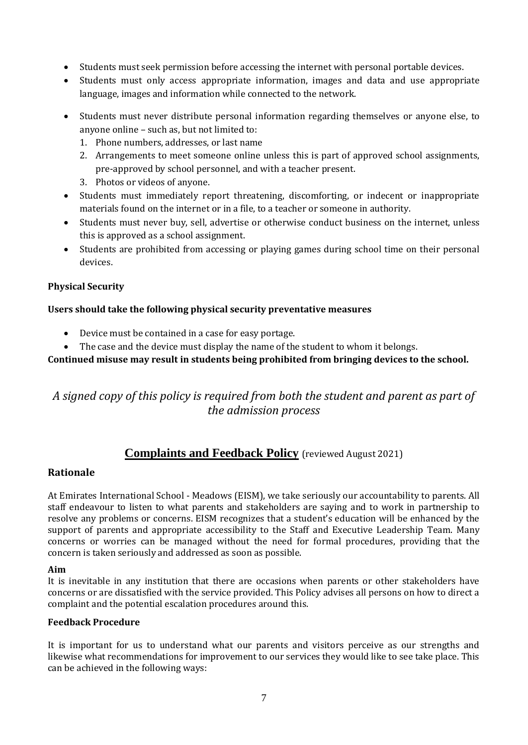- Students must seek permission before accessing the internet with personal portable devices.
- Students must only access appropriate information, images and data and use appropriate language, images and information while connected to the network.
- Students must never distribute personal information regarding themselves or anyone else, to anyone online – such as, but not limited to:
  1. Phone numbers, addresses, or last name
  2. Arrangements to meet someone online unless this is part of approved school assignments, pre-approved by school personnel, and with a teacher present.
  3. Photos or videos of anyone.
- Students must immediately report threatening, discomforting, or indecent or inappropriate materials found on the internet or in a file, to a teacher or someone in authority.
- Students must never buy, sell, advertise or otherwise conduct business on the internet, unless this is approved as a school assignment.
- Students are prohibited from accessing or playing games during school time on their personal devices.

**Physical Security**

**Users should take the following physical security preventative measures**

- Device must be contained in a case for easy portage.
- The case and the device must display the name of the student to whom it belongs.

**Continued misuse may result in students being prohibited from bringing devices to the school.**

*A signed copy of this policy is required from both the student and parent as part of the admission process*

## Complaints and Feedback Policy (reviewed August 2021)

### Rationale

At Emirates International School - Meadows (EISM), we take seriously our accountability to parents. All staff endeavour to listen to what parents and stakeholders are saying and to work in partnership to resolve any problems or concerns. EISM recognizes that a student's education will be enhanced by the support of parents and appropriate accessibility to the Staff and Executive Leadership Team. Many concerns or worries can be managed without the need for formal procedures, providing that the concern is taken seriously and addressed as soon as possible.

**Aim**

It is inevitable in any institution that there are occasions when parents or other stakeholders have concerns or are dissatisfied with the service provided. This Policy advises all persons on how to direct a complaint and the potential escalation procedures around this.

**Feedback Procedure**

It is important for us to understand what our parents and visitors perceive as our strengths and likewise what recommendations for improvement to our services they would like to see take place. This can be achieved in the following ways: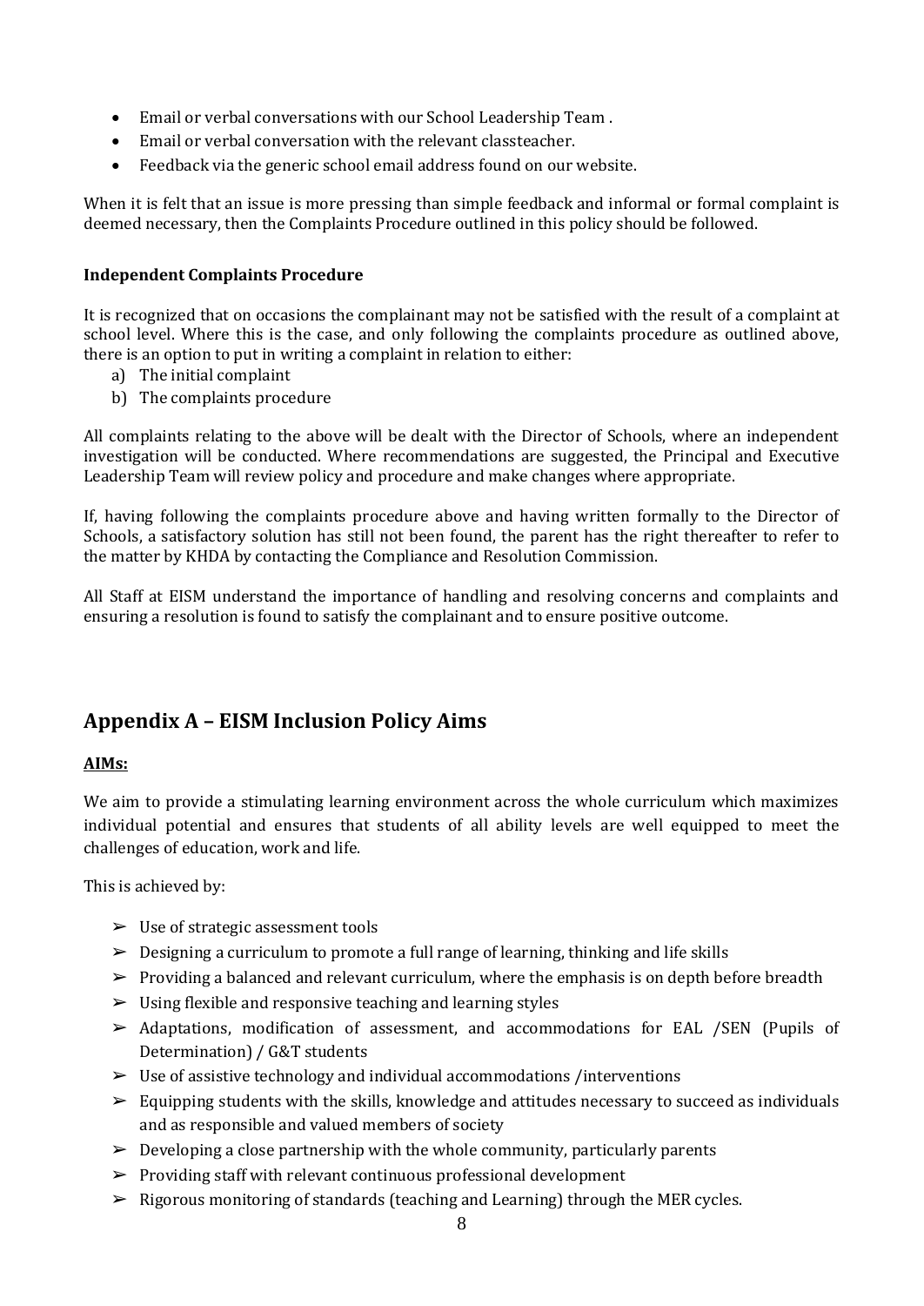- Email or verbal conversations with our School Leadership Team .
- Email or verbal conversation with the relevant classteacher.
- Feedback via the generic school email address found on our website.

When it is felt that an issue is more pressing than simple feedback and informal or formal complaint is deemed necessary, then the Complaints Procedure outlined in this policy should be followed.

**Independent Complaints Procedure**

It is recognized that on occasions the complainant may not be satisfied with the result of a complaint at school level. Where this is the case, and only following the complaints procedure as outlined above, there is an option to put in writing a complaint in relation to either:

a) The initial complaint
b) The complaints procedure

All complaints relating to the above will be dealt with the Director of Schools, where an independent investigation will be conducted. Where recommendations are suggested, the Principal and Executive Leadership Team will review policy and procedure and make changes where appropriate.

If, having following the complaints procedure above and having written formally to the Director of Schools, a satisfactory solution has still not been found, the parent has the right thereafter to refer to the matter by KHDA by contacting the Compliance and Resolution Commission.

All Staff at EISM understand the importance of handling and resolving concerns and complaints and ensuring a resolution is found to satisfy the complainant and to ensure positive outcome.

## Appendix A – EISM Inclusion Policy Aims

**AIMs:**

We aim to provide a stimulating learning environment across the whole curriculum which maximizes individual potential and ensures that students of all ability levels are well equipped to meet the challenges of education, work and life.

This is achieved by:

- ➢ Use of strategic assessment tools
- ➢ Designing a curriculum to promote a full range of learning, thinking and life skills
- ➢ Providing a balanced and relevant curriculum, where the emphasis is on depth before breadth
- ➢ Using flexible and responsive teaching and learning styles
- ➢ Adaptations, modification of assessment, and accommodations for EAL /SEN (Pupils of Determination) / G&T students
- ➢ Use of assistive technology and individual accommodations /interventions
- ➢ Equipping students with the skills, knowledge and attitudes necessary to succeed as individuals and as responsible and valued members of society
- ➢ Developing a close partnership with the whole community, particularly parents
- ➢ Providing staff with relevant continuous professional development
- ➢ Rigorous monitoring of standards (teaching and Learning) through the MER cycles.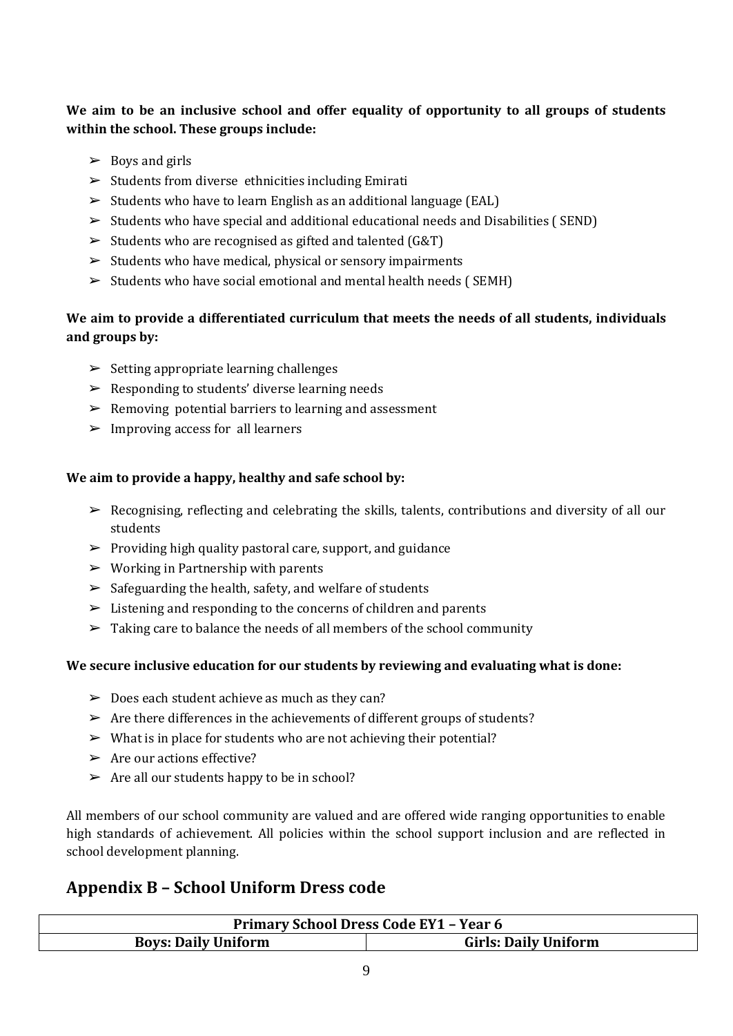**We aim to be an inclusive school and offer equality of opportunity to all groups of students within the school. These groups include:**

- Boys and girls
- Students from diverse ethnicities including Emirati
- Students who have to learn English as an additional language (EAL)
- Students who have special and additional educational needs and Disabilities ( SEND)
- Students who are recognised as gifted and talented (G&T)
- Students who have medical, physical or sensory impairments
- Students who have social emotional and mental health needs ( SEMH)

**We aim to provide a differentiated curriculum that meets the needs of all students, individuals and groups by:**

- Setting appropriate learning challenges
- Responding to students' diverse learning needs
- Removing potential barriers to learning and assessment
- Improving access for all learners

**We aim to provide a happy, healthy and safe school by:**

- Recognising, reflecting and celebrating the skills, talents, contributions and diversity of all our students
- Providing high quality pastoral care, support, and guidance
- Working in Partnership with parents
- Safeguarding the health, safety, and welfare of students
- Listening and responding to the concerns of children and parents
- Taking care to balance the needs of all members of the school community

**We secure inclusive education for our students by reviewing and evaluating what is done:**

- Does each student achieve as much as they can?
- Are there differences in the achievements of different groups of students?
- What is in place for students who are not achieving their potential?
- Are our actions effective?
- Are all our students happy to be in school?

All members of our school community are valued and are offered wide ranging opportunities to enable high standards of achievement. All policies within the school support inclusion and are reflected in school development planning.

## Appendix B – School Uniform Dress code

| Primary School Dress Code EY1 – Year 6 | |
|---|---|
| **Boys: Daily Uniform** | **Girls: Daily Uniform** |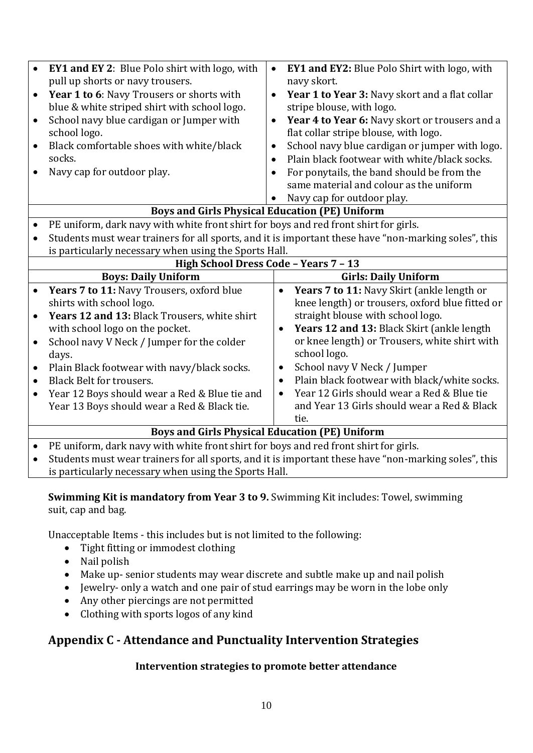| | |
|---|---|
| • **EY1 and EY 2**: Blue Polo shirt with logo, with pull up shorts or navy trousers.<br>• **Year 1 to 6**: Navy Trousers or shorts with blue & white striped shirt with school logo.<br>• School navy blue cardigan or Jumper with school logo.<br>• Black comfortable shoes with white/black socks.<br>• Navy cap for outdoor play. | • **EY1 and EY2:** Blue Polo Shirt with logo, with navy skort.<br>• **Year 1 to Year 3:** Navy skort and a flat collar stripe blouse, with logo.<br>• **Year 4 to Year 6:** Navy skort or trousers and a flat collar stripe blouse, with logo.<br>• School navy blue cardigan or jumper with logo.<br>• Plain black footwear with white/black socks.<br>• For ponytails, the band should be from the same material and colour as the uniform<br>• Navy cap for outdoor play. |
| **Boys and Girls Physical Education (PE) Uniform** | |
| • PE uniform, dark navy with white front shirt for boys and red front shirt for girls.<br>• Students must wear trainers for all sports, and it is important these have "non-marking soles", this is particularly necessary when using the Sports Hall. | |
| **High School Dress Code – Years 7 – 13** | |
| **Boys: Daily Uniform** | **Girls: Daily Uniform** |
| • **Years 7 to 11:** Navy Trousers, oxford blue shirts with school logo.<br>• **Years 12 and 13:** Black Trousers, white shirt with school logo on the pocket.<br>• School navy V Neck / Jumper for the colder days.<br>• Plain Black footwear with navy/black socks.<br>• Black Belt for trousers.<br>• Year 12 Boys should wear a Red & Blue tie and Year 13 Boys should wear a Red & Black tie. | • **Years 7 to 11:** Navy Skirt (ankle length or knee length) or trousers, oxford blue fitted or straight blouse with school logo.<br>• **Years 12 and 13:** Black Skirt (ankle length or knee length) or Trousers, white shirt with school logo.<br>• School navy V Neck / Jumper<br>• Plain black footwear with black/white socks.<br>• Year 12 Girls should wear a Red & Blue tie and Year 13 Girls should wear a Red & Black tie. |
| **Boys and Girls Physical Education (PE) Uniform** | |
| • PE uniform, dark navy with white front shirt for boys and red front shirt for girls.<br>• Students must wear trainers for all sports, and it is important these have "non-marking soles", this is particularly necessary when using the Sports Hall. | |

**Swimming Kit is mandatory from Year 3 to 9.** Swimming Kit includes: Towel, swimming suit, cap and bag.

Unacceptable Items - this includes but is not limited to the following:

- Tight fitting or immodest clothing
- Nail polish
- Make up- senior students may wear discrete and subtle make up and nail polish
- Jewelry- only a watch and one pair of stud earrings may be worn in the lobe only
- Any other piercings are not permitted
- Clothing with sports logos of any kind

## Appendix C - Attendance and Punctuality Intervention Strategies

### Intervention strategies to promote better attendance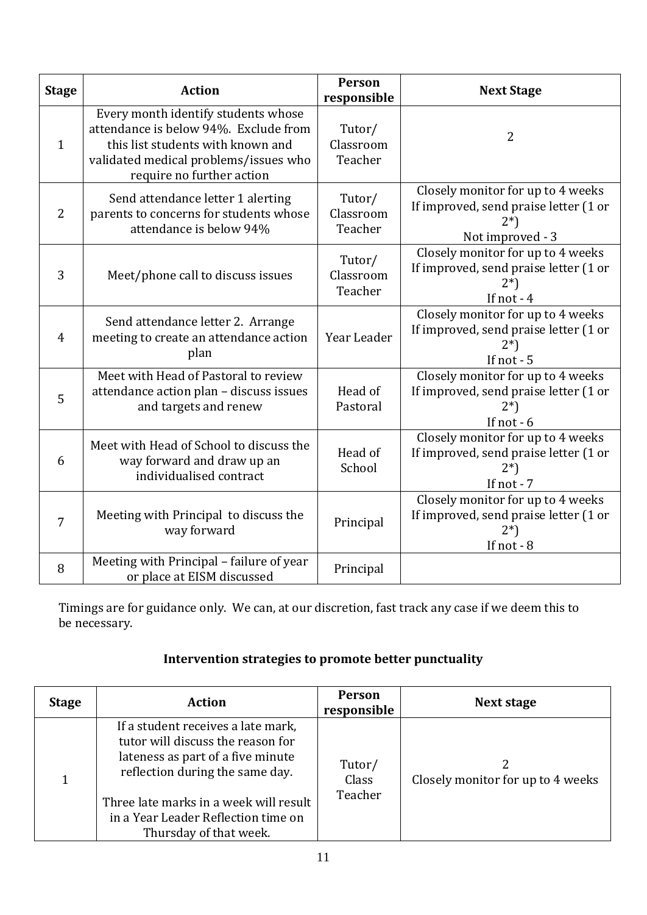| Stage | Action | Person responsible | Next Stage |
|---|---|---|---|
| 1 | Every month identify students whose attendance is below 94%. Exclude from this list students with known and validated medical problems/issues who require no further action | Tutor/ Classroom Teacher | 2 |
| 2 | Send attendance letter 1 alerting parents to concerns for students whose attendance is below 94% | Tutor/ Classroom Teacher | Closely monitor for up to 4 weeks If improved, send praise letter (1 or 2*) Not improved - 3 |
| 3 | Meet/phone call to discuss issues | Tutor/ Classroom Teacher | Closely monitor for up to 4 weeks If improved, send praise letter (1 or 2*) If not - 4 |
| 4 | Send attendance letter 2. Arrange meeting to create an attendance action plan | Year Leader | Closely monitor for up to 4 weeks If improved, send praise letter (1 or 2*) If not - 5 |
| 5 | Meet with Head of Pastoral to review attendance action plan – discuss issues and targets and renew | Head of Pastoral | Closely monitor for up to 4 weeks If improved, send praise letter (1 or 2*) If not - 6 |
| 6 | Meet with Head of School to discuss the way forward and draw up an individualised contract | Head of School | Closely monitor for up to 4 weeks If improved, send praise letter (1 or 2*) If not - 7 |
| 7 | Meeting with Principal to discuss the way forward | Principal | Closely monitor for up to 4 weeks If improved, send praise letter (1 or 2*) If not - 8 |
| 8 | Meeting with Principal – failure of year or place at EISM discussed | Principal | |

Timings are for guidance only. We can, at our discretion, fast track any case if we deem this to be necessary.

## Intervention strategies to promote better punctuality

| Stage | Action | Person responsible | Next stage |
|---|---|---|---|
| 1 | If a student receives a late mark, tutor will discuss the reason for lateness as part of a five minute reflection during the same day. Three late marks in a week will result in a Year Leader Reflection time on Thursday of that week. | Tutor/ Class Teacher | 2 Closely monitor for up to 4 weeks |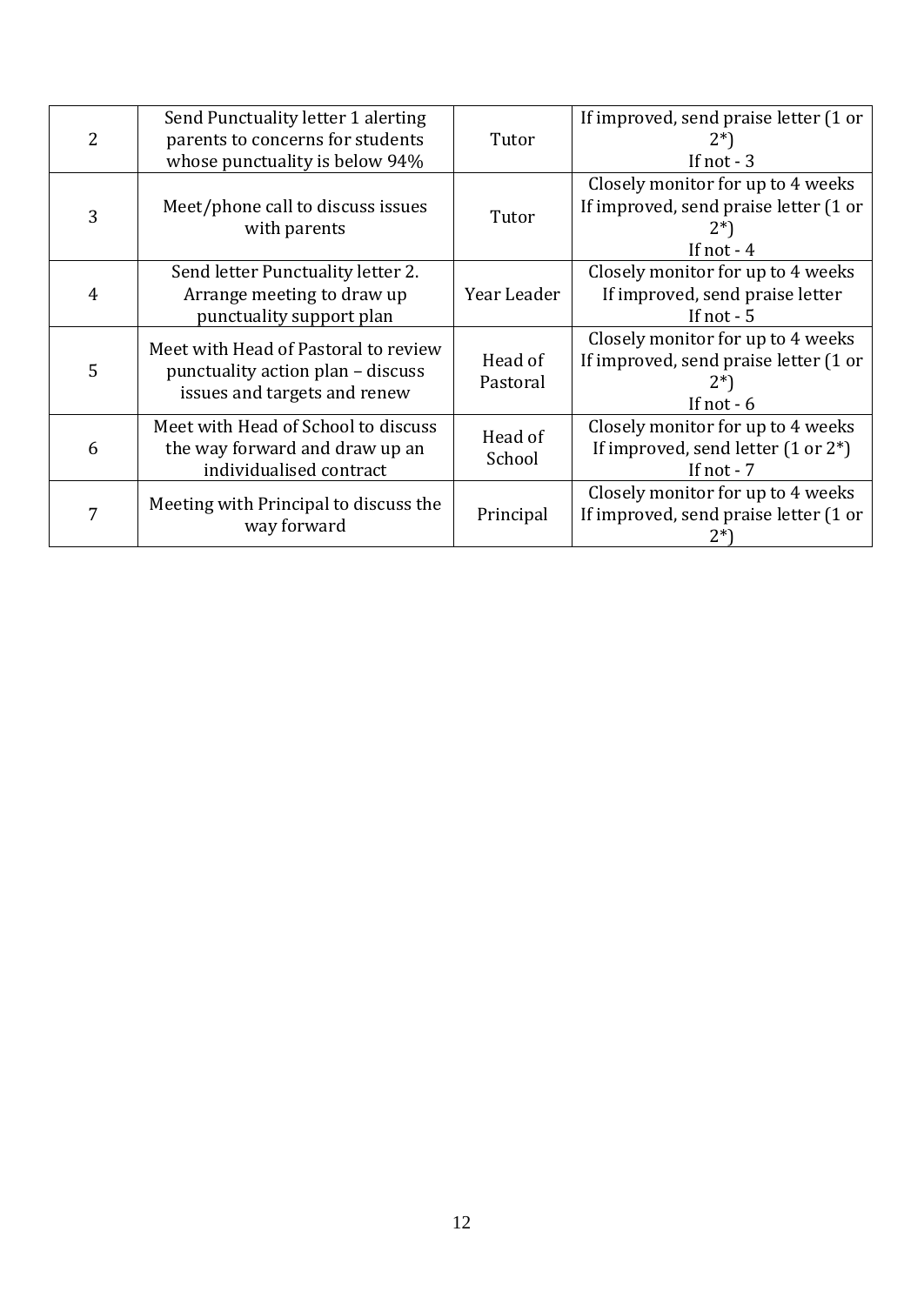| | | | |
|---|---|---|---|
| 2 | Send Punctuality letter 1 alerting parents to concerns for students whose punctuality is below 94% | Tutor | If improved, send praise letter (1 or 2*)<br>If not - 3 |
| 3 | Meet/phone call to discuss issues with parents | Tutor | Closely monitor for up to 4 weeks<br>If improved, send praise letter (1 or 2*)<br>If not - 4 |
| 4 | Send letter Punctuality letter 2. Arrange meeting to draw up punctuality support plan | Year Leader | Closely monitor for up to 4 weeks<br>If improved, send praise letter<br>If not - 5 |
| 5 | Meet with Head of Pastoral to review punctuality action plan – discuss issues and targets and renew | Head of Pastoral | Closely monitor for up to 4 weeks<br>If improved, send praise letter (1 or 2*)<br>If not - 6 |
| 6 | Meet with Head of School to discuss the way forward and draw up an individualised contract | Head of School | Closely monitor for up to 4 weeks<br>If improved, send letter (1 or 2*)<br>If not - 7 |
| 7 | Meeting with Principal to discuss the way forward | Principal | Closely monitor for up to 4 weeks<br>If improved, send praise letter (1 or 2*) |